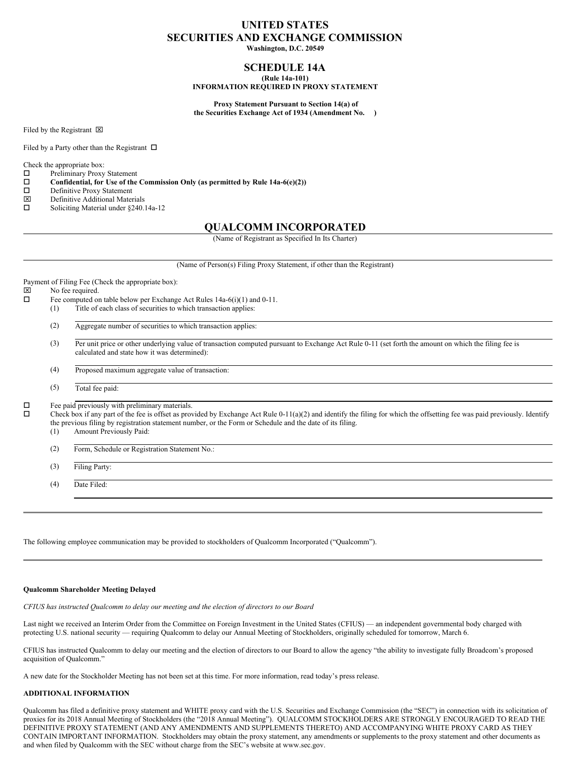# UNITED STATES
# SECURITIES AND EXCHANGE COMMISSION

**Washington, D.C. 20549**

## SCHEDULE 14A

**(Rule 14a-101)**
**INFORMATION REQUIRED IN PROXY STATEMENT**

**Proxy Statement Pursuant to Section 14(a) of the Securities Exchange Act of 1934 (Amendment No. )**

Filed by the Registrant ☒

Filed by a Party other than the Registrant ☐

Check the appropriate box:

☐ Preliminary Proxy Statement
☐ **Confidential, for Use of the Commission Only (as permitted by Rule 14a-6(e)(2))**
☐ Definitive Proxy Statement
☒ Definitive Additional Materials
☐ Soliciting Material under §240.14a-12

## QUALCOMM INCORPORATED

(Name of Registrant as Specified In Its Charter)

(Name of Person(s) Filing Proxy Statement, if other than the Registrant)

Payment of Filing Fee (Check the appropriate box):

☒ No fee required.
☐ Fee computed on table below per Exchange Act Rules 14a-6(i)(1) and 0-11.

(1) Title of each class of securities to which transaction applies:

(2) Aggregate number of securities to which transaction applies:

(3) Per unit price or other underlying value of transaction computed pursuant to Exchange Act Rule 0-11 (set forth the amount on which the filing fee is calculated and state how it was determined):

(4) Proposed maximum aggregate value of transaction:

(5) Total fee paid:

☐ Fee paid previously with preliminary materials.
☐ Check box if any part of the fee is offset as provided by Exchange Act Rule 0-11(a)(2) and identify the filing for which the offsetting fee was paid previously. Identify the previous filing by registration statement number, or the Form or Schedule and the date of its filing.

(1) Amount Previously Paid:

(2) Form, Schedule or Registration Statement No.:

(3) Filing Party:

(4) Date Filed:

---

The following employee communication may be provided to stockholders of Qualcomm Incorporated ("Qualcomm").

---

**Qualcomm Shareholder Meeting Delayed**

*CFIUS has instructed Qualcomm to delay our meeting and the election of directors to our Board*

Last night we received an Interim Order from the Committee on Foreign Investment in the United States (CFIUS) — an independent governmental body charged with protecting U.S. national security — requiring Qualcomm to delay our Annual Meeting of Stockholders, originally scheduled for tomorrow, March 6.

CFIUS has instructed Qualcomm to delay our meeting and the election of directors to our Board to allow the agency "the ability to investigate fully Broadcom's proposed acquisition of Qualcomm."

A new date for the Stockholder Meeting has not been set at this time. For more information, read today's press release.

**ADDITIONAL INFORMATION**

Qualcomm has filed a definitive proxy statement and WHITE proxy card with the U.S. Securities and Exchange Commission (the "SEC") in connection with its solicitation of proxies for its 2018 Annual Meeting of Stockholders (the "2018 Annual Meeting"). QUALCOMM STOCKHOLDERS ARE STRONGLY ENCOURAGED TO READ THE DEFINITIVE PROXY STATEMENT (AND ANY AMENDMENTS AND SUPPLEMENTS THERETO) AND ACCOMPANYING WHITE PROXY CARD AS THEY CONTAIN IMPORTANT INFORMATION. Stockholders may obtain the proxy statement, any amendments or supplements to the proxy statement and other documents as and when filed by Qualcomm with the SEC without charge from the SEC's website at www.sec.gov.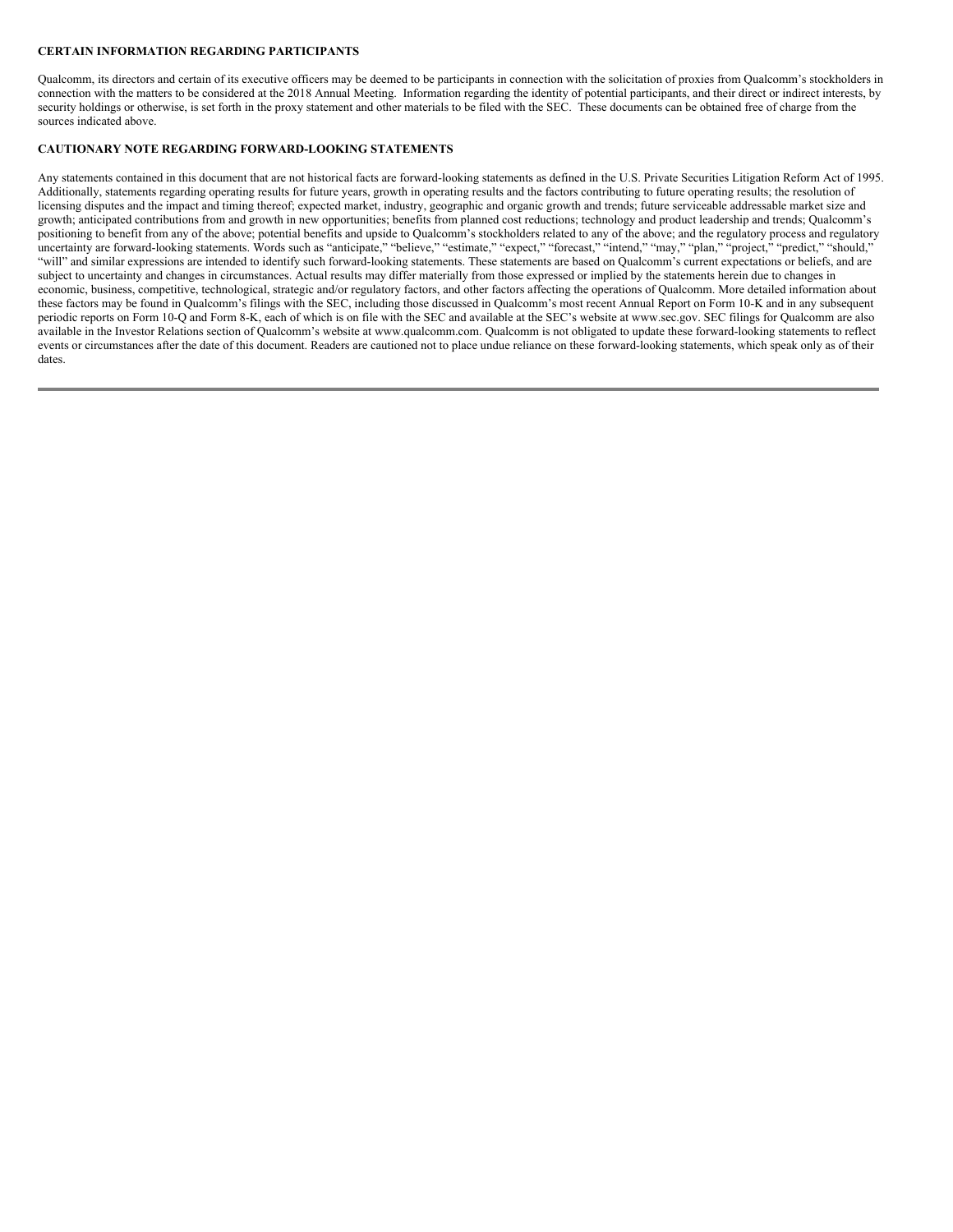**CERTAIN INFORMATION REGARDING PARTICIPANTS**

Qualcomm, its directors and certain of its executive officers may be deemed to be participants in connection with the solicitation of proxies from Qualcomm's stockholders in connection with the matters to be considered at the 2018 Annual Meeting. Information regarding the identity of potential participants, and their direct or indirect interests, by security holdings or otherwise, is set forth in the proxy statement and other materials to be filed with the SEC. These documents can be obtained free of charge from the sources indicated above.

**CAUTIONARY NOTE REGARDING FORWARD-LOOKING STATEMENTS**

Any statements contained in this document that are not historical facts are forward-looking statements as defined in the U.S. Private Securities Litigation Reform Act of 1995. Additionally, statements regarding operating results for future years, growth in operating results and the factors contributing to future operating results; the resolution of licensing disputes and the impact and timing thereof; expected market, industry, geographic and organic growth and trends; future serviceable addressable market size and growth; anticipated contributions from and growth in new opportunities; benefits from planned cost reductions; technology and product leadership and trends; Qualcomm's positioning to benefit from any of the above; potential benefits and upside to Qualcomm's stockholders related to any of the above; and the regulatory process and regulatory uncertainty are forward-looking statements. Words such as "anticipate," "believe," "estimate," "expect," "forecast," "intend," "may," "plan," "project," "predict," "should," "will" and similar expressions are intended to identify such forward-looking statements. These statements are based on Qualcomm's current expectations or beliefs, and are subject to uncertainty and changes in circumstances. Actual results may differ materially from those expressed or implied by the statements herein due to changes in economic, business, competitive, technological, strategic and/or regulatory factors, and other factors affecting the operations of Qualcomm. More detailed information about these factors may be found in Qualcomm's filings with the SEC, including those discussed in Qualcomm's most recent Annual Report on Form 10-K and in any subsequent periodic reports on Form 10-Q and Form 8-K, each of which is on file with the SEC and available at the SEC's website at www.sec.gov. SEC filings for Qualcomm are also available in the Investor Relations section of Qualcomm's website at www.qualcomm.com. Qualcomm is not obligated to update these forward-looking statements to reflect events or circumstances after the date of this document. Readers are cautioned not to place undue reliance on these forward-looking statements, which speak only as of their dates.